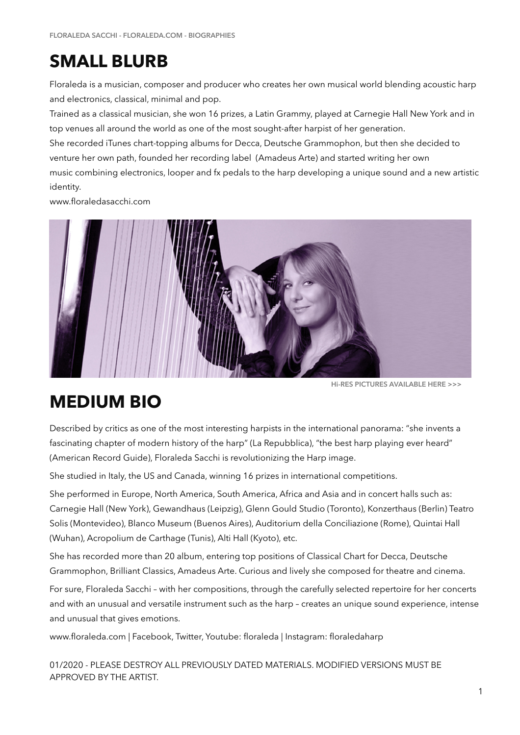# SMALL BLURB

Floraleda is a musician, composer and producer who creates her own musical world blending acoustic harp and electronics, classical, minimal and pop.

Trained as a classical musician, she won 16 prizes, a Latin Grammy, played at Carnegie Hall New York and in top venues all around the world as one of the most sought-after harpist of her generation.

She recorded iTunes chart-topping albums for Decca, Deutsche Grammophon, but then she decided to venture her own path, founded her recording label (Amadeus Arte) and started writing her own music combining electronics, looper and fx pedals to the harp developing a unique sound and a new artistic identity.

www.floraledasacchi.com

Hi-RES PICTURES AVAILABLE HERE >>>

# MEDIUM BIO

Described by critics as one of the most interesting harpists in the international panorama: "she invents a fascinating chapter of modern history of the harp" (La Repubblica), "the best harp playing ever heard" (American Record Guide), Floraleda Sacchi is revolutionizing the Harp image.

She studied in Italy, the US and Canada, winning 16 prizes in international competitions.

She performed in Europe, North America, South America, Africa and Asia and in concert halls such as: Carnegie Hall (New York), Gewandhaus (Leipzig), Glenn Gould Studio (Toronto), Konzerthaus (Berlin) Teatro Solis (Montevideo), Blanco Museum (Buenos Aires), Auditorium della Conciliazione (Rome), Quintai Hall (Wuhan), Acropolium de Carthage (Tunis), Alti Hall (Kyoto), etc.

She has recorded more than 20 album, entering top positions of Classical Chart for Decca, Deutsche Grammophon, Brilliant Classics, Amadeus Arte. Curious and lively she composed for theatre and cinema.

For sure, Floraleda Sacchi – with her compositions, through the carefully selected repertoire for her concerts and with an unusual and versatile instrument such as the harp – creates an unique sound experience, intense and unusual that gives emotions.

www.floraleda.com | Facebook, Twitter, Youtube: floraleda | Instagram: floraledaharp

01/2020 - PLEASE DESTROY ALL PREVIOUSLY DATED MATERIALS. MODIFIED VERSIONS MUST BE APPROVED BY THE ARTIST.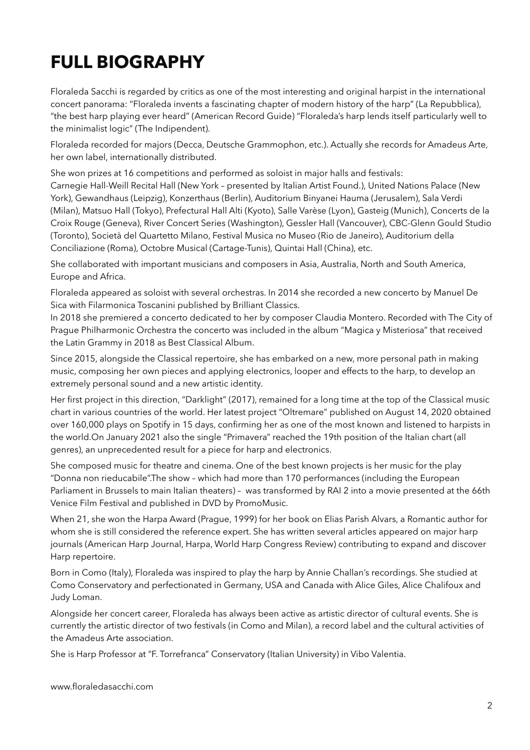# FULL BIOGRAPHY

Floraleda Sacchi is regarded by critics as one of the most interesting and original harpist in the international concert panorama: "Floraleda invents a fascinating chapter of modern history of the harp" (La Repubblica), "the best harp playing ever heard" (American Record Guide) "Floraleda's harp lends itself particularly well to the minimalist logic" (The Indipendent).

Floraleda recorded for majors (Decca, Deutsche Grammophon, etc.). Actually she records for Amadeus Arte, her own label, internationally distributed.

She won prizes at 16 competitions and performed as soloist in major halls and festivals:
Carnegie Hall-Weill Recital Hall (New York – presented by Italian Artist Found.), United Nations Palace (New York), Gewandhaus (Leipzig), Konzerthaus (Berlin), Auditorium Binyanei Hauma (Jerusalem), Sala Verdi (Milan), Matsuo Hall (Tokyo), Prefectural Hall Alti (Kyoto), Salle Varèse (Lyon), Gasteig (Munich), Concerts de la Croix Rouge (Geneva), River Concert Series (Washington), Gessler Hall (Vancouver), CBC-Glenn Gould Studio (Toronto), Società del Quartetto Milano, Festival Musica no Museo (Rio de Janeiro), Auditorium della Conciliazione (Roma), Octobre Musical (Cartage-Tunis), Quintai Hall (China), etc.

She collaborated with important musicians and composers in Asia, Australia, North and South America, Europe and Africa.

Floraleda appeared as soloist with several orchestras. In 2014 she recorded a new concerto by Manuel De Sica with Filarmonica Toscanini published by Brilliant Classics.
In 2018 she premiered a concerto dedicated to her by composer Claudia Montero. Recorded with The City of Prague Philharmonic Orchestra the concerto was included in the album "Magica y Misteriosa" that received the Latin Grammy in 2018 as Best Classical Album.

Since 2015, alongside the Classical repertoire, she has embarked on a new, more personal path in making music, composing her own pieces and applying electronics, looper and effects to the harp, to develop an extremely personal sound and a new artistic identity.

Her first project in this direction, "Darklight" (2017), remained for a long time at the top of the Classical music chart in various countries of the world. Her latest project "Oltremare" published on August 14, 2020 obtained over 160,000 plays on Spotify in 15 days, confirming her as one of the most known and listened to harpists in the world.On January 2021 also the single "Primavera" reached the 19th position of the Italian chart (all genres), an unprecedented result for a piece for harp and electronics.

She composed music for theatre and cinema. One of the best known projects is her music for the play "Donna non rieducabile".The show – which had more than 170 performances (including the European Parliament in Brussels to main Italian theaters) – was transformed by RAI 2 into a movie presented at the 66th Venice Film Festival and published in DVD by PromoMusic.

When 21, she won the Harpa Award (Prague, 1999) for her book on Elias Parish Alvars, a Romantic author for whom she is still considered the reference expert. She has written several articles appeared on major harp journals (American Harp Journal, Harpa, World Harp Congress Review) contributing to expand and discover Harp repertoire.

Born in Como (Italy), Floraleda was inspired to play the harp by Annie Challan's recordings. She studied at Como Conservatory and perfectionated in Germany, USA and Canada with Alice Giles, Alice Chalifoux and Judy Loman.

Alongside her concert career, Floraleda has always been active as artistic director of cultural events. She is currently the artistic director of two festivals (in Como and Milan), a record label and the cultural activities of the Amadeus Arte association.

She is Harp Professor at "F. Torrefranca" Conservatory (Italian University) in Vibo Valentia.

www.floraledasacchi.com